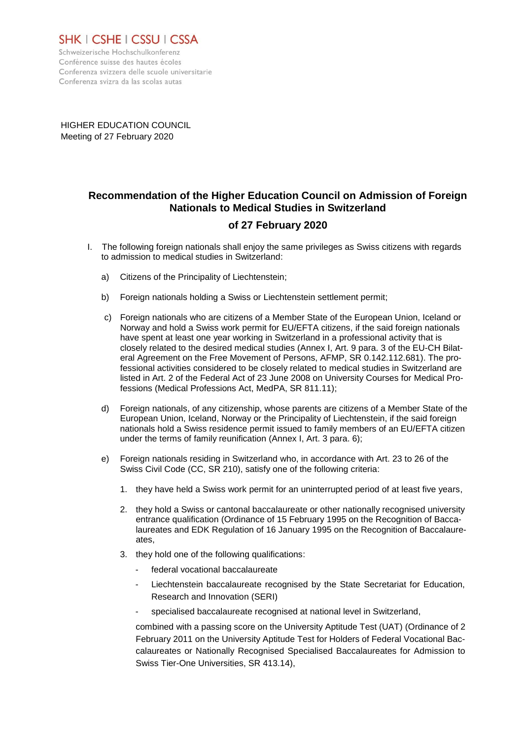SHK | CSHE | CSSU | CSSA

Schweizerische Hochschulkonferenz
Conférence suisse des hautes écoles
Conferenza svizzera delle scuole universitarie
Conferenza svizra da las scolas autas

HIGHER EDUCATION COUNCIL
Meeting of 27 February 2020

# Recommendation of the Higher Education Council on Admission of Foreign Nationals to Medical Studies in Switzerland

## of 27 February 2020

I. The following foreign nationals shall enjoy the same privileges as Swiss citizens with regards to admission to medical studies in Switzerland:

   a) Citizens of the Principality of Liechtenstein;

   b) Foreign nationals holding a Swiss or Liechtenstein settlement permit;

   c) Foreign nationals who are citizens of a Member State of the European Union, Iceland or Norway and hold a Swiss work permit for EU/EFTA citizens, if the said foreign nationals have spent at least one year working in Switzerland in a professional activity that is closely related to the desired medical studies (Annex I, Art. 9 para. 3 of the EU-CH Bilateral Agreement on the Free Movement of Persons, AFMP, SR 0.142.112.681). The professional activities considered to be closely related to medical studies in Switzerland are listed in Art. 2 of the Federal Act of 23 June 2008 on University Courses for Medical Professions (Medical Professions Act, MedPA, SR 811.11);

   d) Foreign nationals, of any citizenship, whose parents are citizens of a Member State of the European Union, Iceland, Norway or the Principality of Liechtenstein, if the said foreign nationals hold a Swiss residence permit issued to family members of an EU/EFTA citizen under the terms of family reunification (Annex I, Art. 3 para. 6);

   e) Foreign nationals residing in Switzerland who, in accordance with Art. 23 to 26 of the Swiss Civil Code (CC, SR 210), satisfy one of the following criteria:

      1. they have held a Swiss work permit for an uninterrupted period of at least five years,

      2. they hold a Swiss or cantonal baccalaureate or other nationally recognised university entrance qualification (Ordinance of 15 February 1995 on the Recognition of Baccalaureates and EDK Regulation of 16 January 1995 on the Recognition of Baccalaureates,

      3. they hold one of the following qualifications:

         - federal vocational baccalaureate
         - Liechtenstein baccalaureate recognised by the State Secretariat for Education, Research and Innovation (SERI)
         - specialised baccalaureate recognised at national level in Switzerland,

         combined with a passing score on the University Aptitude Test (UAT) (Ordinance of 2 February 2011 on the University Aptitude Test for Holders of Federal Vocational Baccalaureates or Nationally Recognised Specialised Baccalaureates for Admission to Swiss Tier-One Universities, SR 413.14),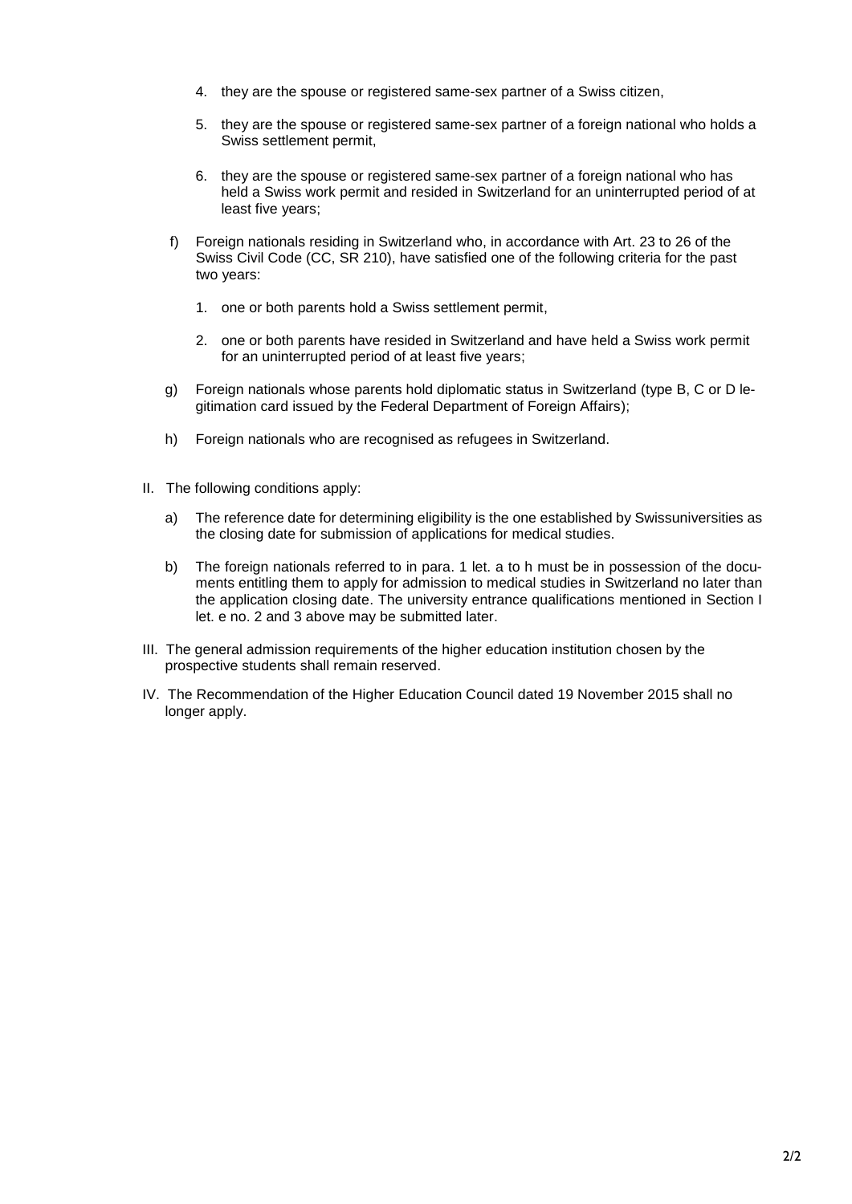4. they are the spouse or registered same-sex partner of a Swiss citizen,

5. they are the spouse or registered same-sex partner of a foreign national who holds a Swiss settlement permit,

6. they are the spouse or registered same-sex partner of a foreign national who has held a Swiss work permit and resided in Switzerland for an uninterrupted period of at least five years;

f) Foreign nationals residing in Switzerland who, in accordance with Art. 23 to 26 of the Swiss Civil Code (CC, SR 210), have satisfied one of the following criteria for the past two years:

   1. one or both parents hold a Swiss settlement permit,

   2. one or both parents have resided in Switzerland and have held a Swiss work permit for an uninterrupted period of at least five years;

g) Foreign nationals whose parents hold diplomatic status in Switzerland (type B, C or D legitimation card issued by the Federal Department of Foreign Affairs);

h) Foreign nationals who are recognised as refugees in Switzerland.

II. The following conditions apply:

   a) The reference date for determining eligibility is the one established by Swissuniversities as the closing date for submission of applications for medical studies.

   b) The foreign nationals referred to in para. 1 let. a to h must be in possession of the documents entitling them to apply for admission to medical studies in Switzerland no later than the application closing date. The university entrance qualifications mentioned in Section I let. e no. 2 and 3 above may be submitted later.

III. The general admission requirements of the higher education institution chosen by the prospective students shall remain reserved.

IV. The Recommendation of the Higher Education Council dated 19 November 2015 shall no longer apply.